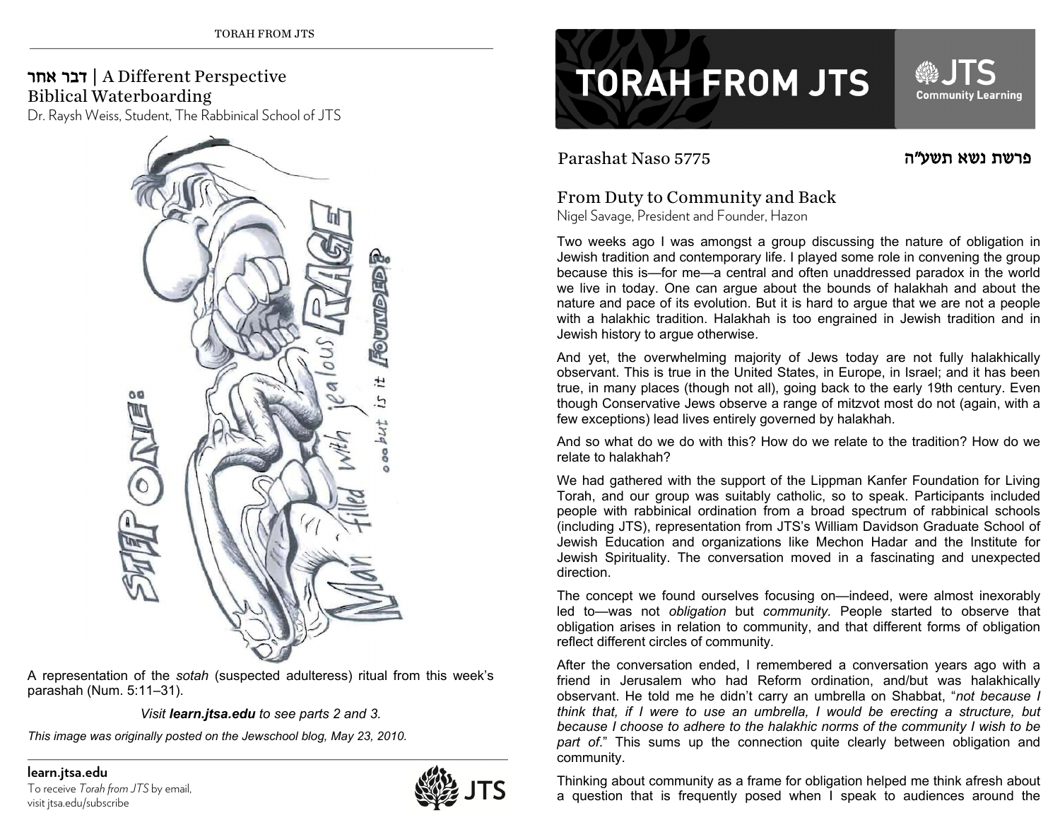## דבר אחר | A Different Perspective

### Biblical Waterboarding

Dr. Raysh Weiss, Student, The Rabbinical School of JTS

A representation of the *sotah* (suspected adulteress) ritual from this week's parashah (Num. 5:11–31).

*Visit* ***learn.jtsa.edu*** *to see parts 2 and 3.*

*This image was originally posted on the Jewschool blog, May 23, 2010.*

learn.jtsa.edu

To receive *Torah from JTS* by email, visit jtsa.edu/subscribe

# TORAH FROM JTS

Parashat Naso 5775 פרשת נשא תשע״ה

## From Duty to Community and Back

Nigel Savage, President and Founder, Hazon

Two weeks ago I was amongst a group discussing the nature of obligation in Jewish tradition and contemporary life. I played some role in convening the group because this is—for me—a central and often unaddressed paradox in the world we live in today. One can argue about the bounds of halakhah and about the nature and pace of its evolution. But it is hard to argue that we are not a people with a halakhic tradition. Halakhah is too engrained in Jewish tradition and in Jewish history to argue otherwise.

And yet, the overwhelming majority of Jews today are not fully halakhically observant. This is true in the United States, in Europe, in Israel; and it has been true, in many places (though not all), going back to the early 19th century. Even though Conservative Jews observe a range of mitzvot most do not (again, with a few exceptions) lead lives entirely governed by halakhah.

And so what do we do with this? How do we relate to the tradition? How do we relate to halakhah?

We had gathered with the support of the Lippman Kanfer Foundation for Living Torah, and our group was suitably catholic, so to speak. Participants included people with rabbinical ordination from a broad spectrum of rabbinical schools (including JTS), representation from JTS's William Davidson Graduate School of Jewish Education and organizations like Mechon Hadar and the Institute for Jewish Spirituality. The conversation moved in a fascinating and unexpected direction.

The concept we found ourselves focusing on—indeed, were almost inexorably led to—was not *obligation* but *community.* People started to observe that obligation arises in relation to community, and that different forms of obligation reflect different circles of community.

After the conversation ended, I remembered a conversation years ago with a friend in Jerusalem who had Reform ordination, and/but was halakhically observant. He told me he didn't carry an umbrella on Shabbat, "*not because I think that, if I were to use an umbrella, I would be erecting a structure, but because I choose to adhere to the halakhic norms of the community I wish to be part of*." This sums up the connection quite clearly between obligation and community.

Thinking about community as a frame for obligation helped me think afresh about a question that is frequently posed when I speak to audiences around the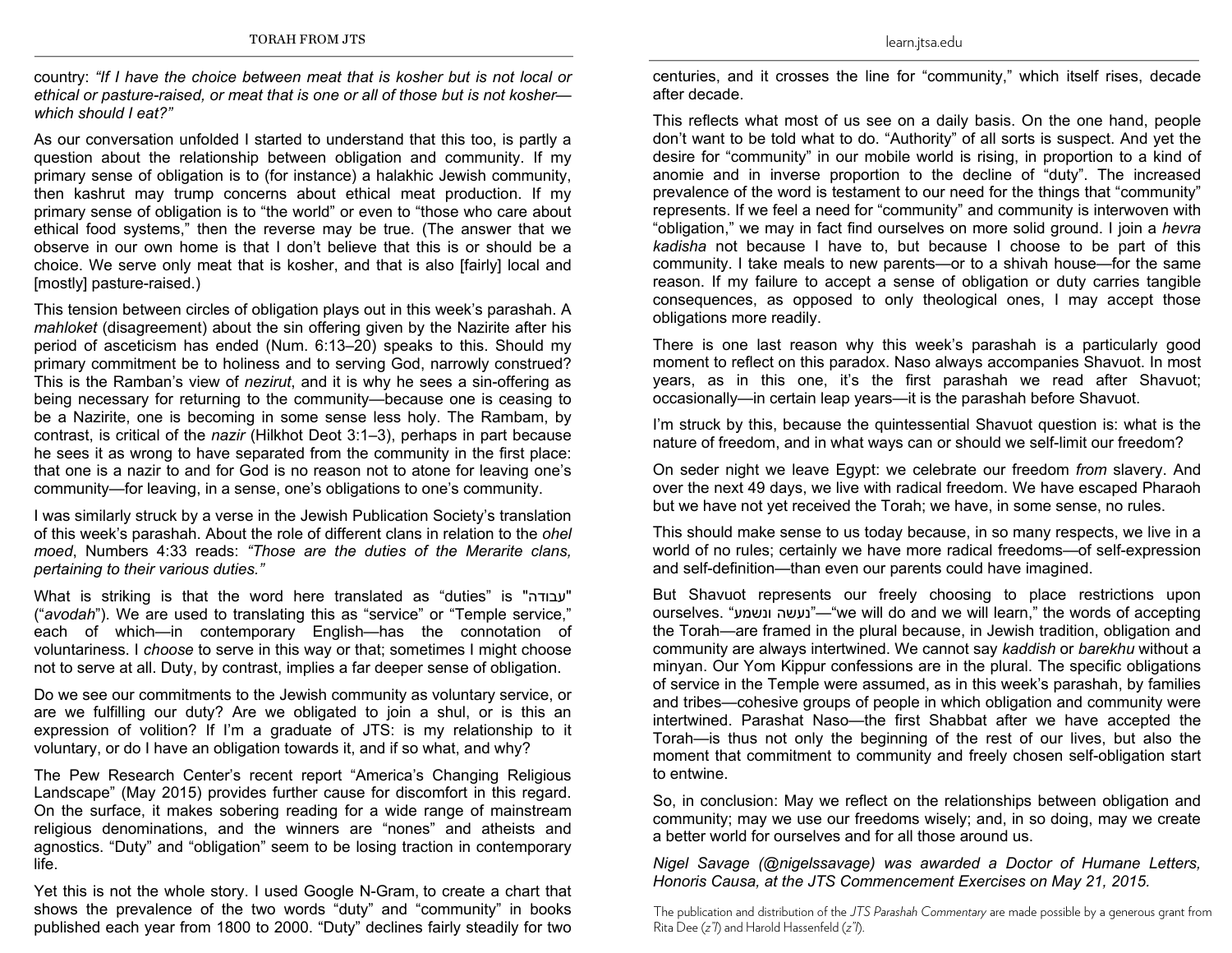country: *"If I have the choice between meat that is kosher but is not local or ethical or pasture-raised, or meat that is one or all of those but is not kosher—which should I eat?"*

As our conversation unfolded I started to understand that this too, is partly a question about the relationship between obligation and community. If my primary sense of obligation is to (for instance) a halakhic Jewish community, then kashrut may trump concerns about ethical meat production. If my primary sense of obligation is to "the world" or even to "those who care about ethical food systems," then the reverse may be true. (The answer that we observe in our own home is that I don't believe that this is or should be a choice. We serve only meat that is kosher, and that is also [fairly] local and [mostly] pasture-raised.)

This tension between circles of obligation plays out in this week's parashah. A *mahloket* (disagreement) about the sin offering given by the Nazirite after his period of asceticism has ended (Num. 6:13–20) speaks to this. Should my primary commitment be to holiness and to serving God, narrowly construed? This is the Ramban's view of *nezirut*, and it is why he sees a sin-offering as being necessary for returning to the community—because one is ceasing to be a Nazirite, one is becoming in some sense less holy. The Rambam, by contrast, is critical of the *nazir* (Hilkhot Deot 3:1–3), perhaps in part because he sees it as wrong to have separated from the community in the first place: that one is a nazir to and for God is no reason not to atone for leaving one's community—for leaving, in a sense, one's obligations to one's community.

I was similarly struck by a verse in the Jewish Publication Society's translation of this week's parashah. About the role of different clans in relation to the *ohel moed*, Numbers 4:33 reads: *"Those are the duties of the Merarite clans, pertaining to their various duties."*

What is striking is that the word here translated as "duties" is "עבודה" ("*avodah*"). We are used to translating this as "service" or "Temple service," each of which—in contemporary English—has the connotation of voluntariness. I *choose* to serve in this way or that; sometimes I might choose not to serve at all. Duty, by contrast, implies a far deeper sense of obligation.

Do we see our commitments to the Jewish community as voluntary service, or are we fulfilling our duty? Are we obligated to join a shul, or is this an expression of volition? If I'm a graduate of JTS: is my relationship to it voluntary, or do I have an obligation towards it, and if so what, and why?

The Pew Research Center's recent report "America's Changing Religious Landscape" (May 2015) provides further cause for discomfort in this regard. On the surface, it makes sobering reading for a wide range of mainstream religious denominations, and the winners are "nones" and atheists and agnostics. "Duty" and "obligation" seem to be losing traction in contemporary life.

Yet this is not the whole story. I used Google N-Gram, to create a chart that shows the prevalence of the two words "duty" and "community" in books published each year from 1800 to 2000. "Duty" declines fairly steadily for two centuries, and it crosses the line for "community," which itself rises, decade after decade.

This reflects what most of us see on a daily basis. On the one hand, people don't want to be told what to do. "Authority" of all sorts is suspect. And yet the desire for "community" in our mobile world is rising, in proportion to a kind of anomie and in inverse proportion to the decline of "duty". The increased prevalence of the word is testament to our need for the things that "community" represents. If we feel a need for "community" and community is interwoven with "obligation," we may in fact find ourselves on more solid ground. I join a *hevra kadisha* not because I have to, but because I choose to be part of this community. I take meals to new parents—or to a shivah house—for the same reason. If my failure to accept a sense of obligation or duty carries tangible consequences, as opposed to only theological ones, I may accept those obligations more readily.

There is one last reason why this week's parashah is a particularly good moment to reflect on this paradox. Naso always accompanies Shavuot. In most years, as in this one, it's the first parashah we read after Shavuot; occasionally—in certain leap years—it is the parashah before Shavuot.

I'm struck by this, because the quintessential Shavuot question is: what is the nature of freedom, and in what ways can or should we self-limit our freedom?

On seder night we leave Egypt: we celebrate our freedom *from* slavery. And over the next 49 days, we live with radical freedom. We have escaped Pharaoh but we have not yet received the Torah; we have, in some sense, no rules.

This should make sense to us today because, in so many respects, we live in a world of no rules; certainly we have more radical freedoms—of self-expression and self-definition—than even our parents could have imagined.

But Shavuot represents our freely choosing to place restrictions upon ourselves. "נעשה ונשמע"—"we will do and we will learn," the words of accepting the Torah—are framed in the plural because, in Jewish tradition, obligation and community are always intertwined. We cannot say *kaddish* or *barekhu* without a minyan. Our Yom Kippur confessions are in the plural. The specific obligations of service in the Temple were assumed, as in this week's parashah, by families and tribes—cohesive groups of people in which obligation and community were intertwined. Parashat Naso—the first Shabbat after we have accepted the Torah—is thus not only the beginning of the rest of our lives, but also the moment that commitment to community and freely chosen self-obligation start to entwine.

So, in conclusion: May we reflect on the relationships between obligation and community; may we use our freedoms wisely; and, in so doing, may we create a better world for ourselves and for all those around us.

*Nigel Savage (@nigelssavage) was awarded a Doctor of Humane Letters, Honoris Causa, at the JTS Commencement Exercises on May 21, 2015.*

The publication and distribution of the *JTS Parashah Commentary* are made possible by a generous grant from Rita Dee (*z"l*) and Harold Hassenfeld (*z"l*).